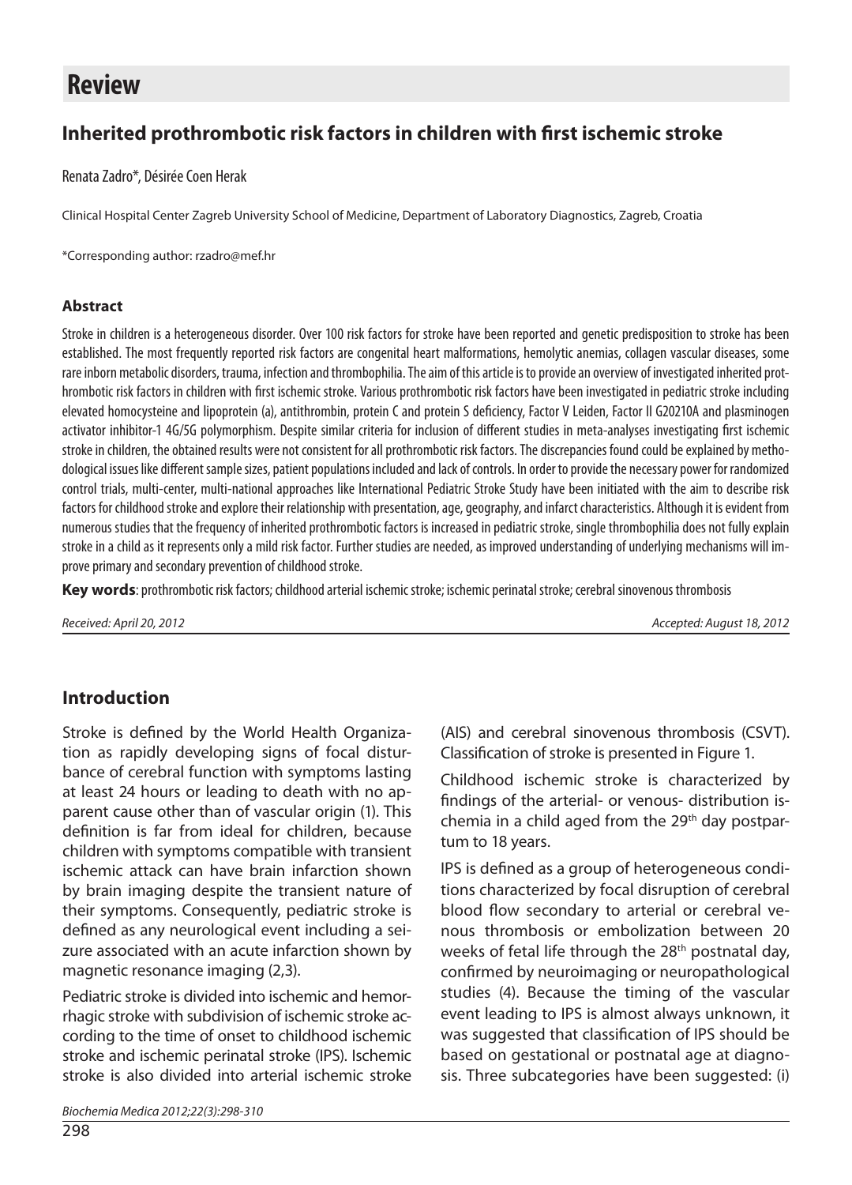# Review

## Inherited prothrombotic risk factors in children with first ischemic stroke

Renata Zadro*, Désirée Coen Herak

Clinical Hospital Center Zagreb University School of Medicine, Department of Laboratory Diagnostics, Zagreb, Croatia

*Corresponding author: rzadro@mef.hr

### Abstract

Stroke in children is a heterogeneous disorder. Over 100 risk factors for stroke have been reported and genetic predisposition to stroke has been established. The most frequently reported risk factors are congenital heart malformations, hemolytic anemias, collagen vascular diseases, some rare inborn metabolic disorders, trauma, infection and thrombophilia. The aim of this article is to provide an overview of investigated inherited prothrombotic risk factors in children with first ischemic stroke. Various prothrombotic risk factors have been investigated in pediatric stroke including elevated homocysteine and lipoprotein (a), antithrombin, protein C and protein S deficiency, Factor V Leiden, Factor II G20210A and plasminogen activator inhibitor-1 4G/5G polymorphism. Despite similar criteria for inclusion of different studies in meta-analyses investigating first ischemic stroke in children, the obtained results were not consistent for all prothrombotic risk factors. The discrepancies found could be explained by methodological issues like different sample sizes, patient populations included and lack of controls. In order to provide the necessary power for randomized control trials, multi-center, multi-national approaches like International Pediatric Stroke Study have been initiated with the aim to describe risk factors for childhood stroke and explore their relationship with presentation, age, geography, and infarct characteristics. Although it is evident from numerous studies that the frequency of inherited prothrombotic factors is increased in pediatric stroke, single thrombophilia does not fully explain stroke in a child as it represents only a mild risk factor. Further studies are needed, as improved understanding of underlying mechanisms will improve primary and secondary prevention of childhood stroke.

**Key words**: prothrombotic risk factors; childhood arterial ischemic stroke; ischemic perinatal stroke; cerebral sinovenous thrombosis

*Received: April 20, 2012* *Accepted: August 18, 2012*

## Introduction

Stroke is defined by the World Health Organization as rapidly developing signs of focal disturbance of cerebral function with symptoms lasting at least 24 hours or leading to death with no apparent cause other than of vascular origin (1). This definition is far from ideal for children, because children with symptoms compatible with transient ischemic attack can have brain infarction shown by brain imaging despite the transient nature of their symptoms. Consequently, pediatric stroke is defined as any neurological event including a seizure associated with an acute infarction shown by magnetic resonance imaging (2,3).

Pediatric stroke is divided into ischemic and hemorrhagic stroke with subdivision of ischemic stroke according to the time of onset to childhood ischemic stroke and ischemic perinatal stroke (IPS). Ischemic stroke is also divided into arterial ischemic stroke (AIS) and cerebral sinovenous thrombosis (CSVT). Classification of stroke is presented in Figure 1.

Childhood ischemic stroke is characterized by findings of the arterial- or venous- distribution ischemia in a child aged from the 29th day postpartum to 18 years.

IPS is defined as a group of heterogeneous conditions characterized by focal disruption of cerebral blood flow secondary to arterial or cerebral venous thrombosis or embolization between 20 weeks of fetal life through the 28th postnatal day, confirmed by neuroimaging or neuropathological studies (4). Because the timing of the vascular event leading to IPS is almost always unknown, it was suggested that classification of IPS should be based on gestational or postnatal age at diagnosis. Three subcategories have been suggested: (i)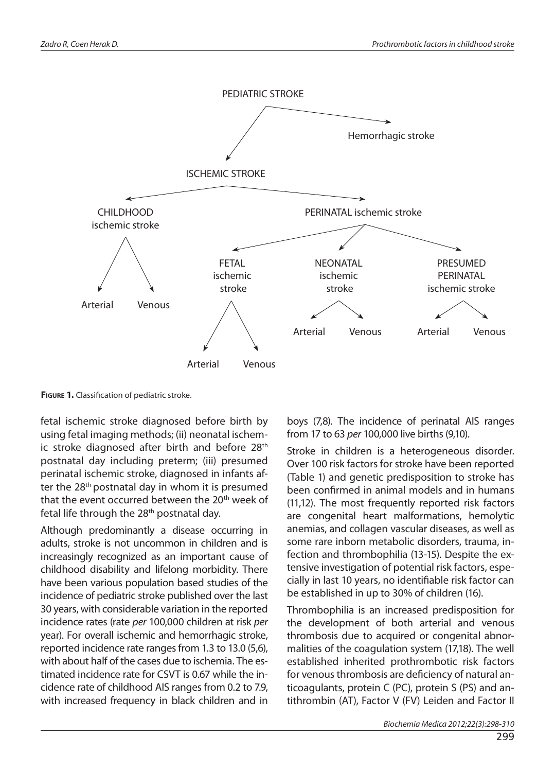PEDIATRIC STROKE

- Hemorrhagic stroke
- ISCHEMIC STROKE
  - CHILDHOOD ischemic stroke
    - Arterial
    - Venous
  - PERINATAL ischemic stroke
    - FETAL ischemic stroke
      - Arterial
      - Venous
    - NEONATAL ischemic stroke
      - Arterial
      - Venous
    - PRESUMED PERINATAL ischemic stroke
      - Arterial
      - Venous

**Figure 1.** Classification of pediatric stroke.

fetal ischemic stroke diagnosed before birth by using fetal imaging methods; (ii) neonatal ischemic stroke diagnosed after birth and before 28th postnatal day including preterm; (iii) presumed perinatal ischemic stroke, diagnosed in infants after the 28th postnatal day in whom it is presumed that the event occurred between the 20th week of fetal life through the 28th postnatal day.

Although predominantly a disease occurring in adults, stroke is not uncommon in children and is increasingly recognized as an important cause of childhood disability and lifelong morbidity. There have been various population based studies of the incidence of pediatric stroke published over the last 30 years, with considerable variation in the reported incidence rates (rate *per* 100,000 children at risk *per* year). For overall ischemic and hemorrhagic stroke, reported incidence rate ranges from 1.3 to 13.0 (5,6), with about half of the cases due to ischemia. The estimated incidence rate for CSVT is 0.67 while the incidence rate of childhood AIS ranges from 0.2 to 7.9, with increased frequency in black children and in boys (7,8). The incidence of perinatal AIS ranges from 17 to 63 *per* 100,000 live births (9,10).

Stroke in children is a heterogeneous disorder. Over 100 risk factors for stroke have been reported (Table 1) and genetic predisposition to stroke has been confirmed in animal models and in humans (11,12). The most frequently reported risk factors are congenital heart malformations, hemolytic anemias, and collagen vascular diseases, as well as some rare inborn metabolic disorders, trauma, infection and thrombophilia (13-15). Despite the extensive investigation of potential risk factors, especially in last 10 years, no identifiable risk factor can be established in up to 30% of children (16).

Thrombophilia is an increased predisposition for the development of both arterial and venous thrombosis due to acquired or congenital abnormalities of the coagulation system (17,18). The well established inherited prothrombotic risk factors for venous thrombosis are deficiency of natural anticoagulants, protein C (PC), protein S (PS) and antithrombin (AT), Factor V (FV) Leiden and Factor II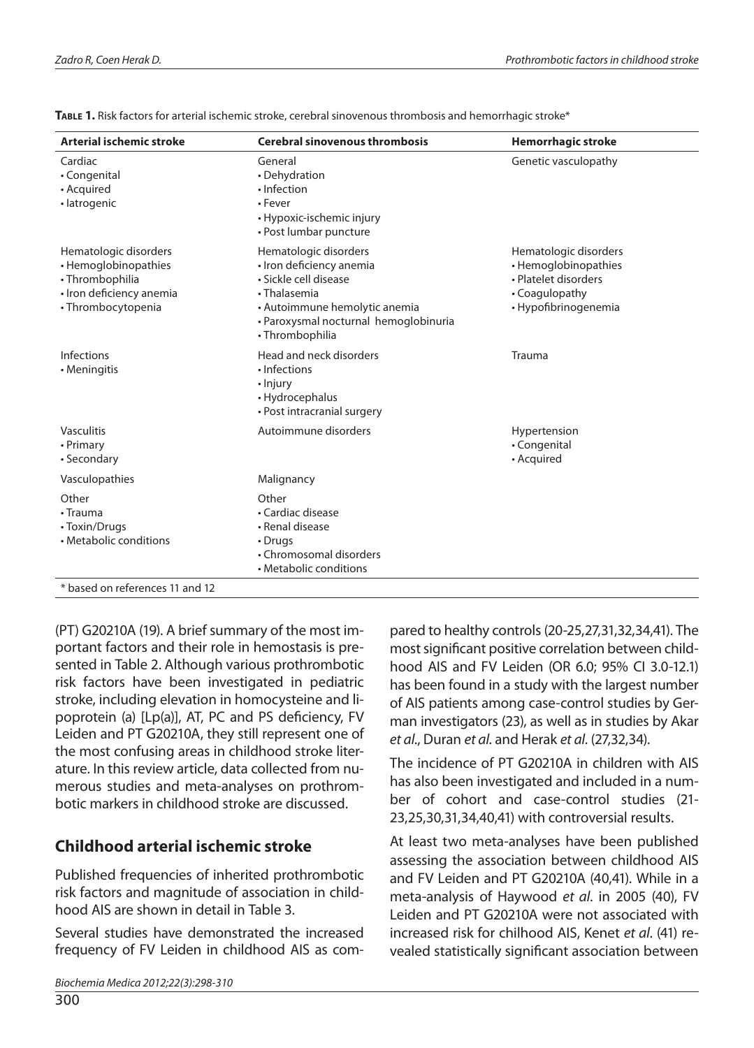**TABLE 1.** Risk factors for arterial ischemic stroke, cerebral sinovenous thrombosis and hemorrhagic stroke*

| Arterial ischemic stroke | Cerebral sinovenous thrombosis | Hemorrhagic stroke |
|---|---|---|
| Cardiac<br>• Congenital<br>• Acquired<br>• Iatrogenic | General<br>• Dehydration<br>• Infection<br>• Fever<br>• Hypoxic-ischemic injury<br>• Post lumbar puncture | Genetic vasculopathy |
| Hematologic disorders<br>• Hemoglobinopathies<br>• Thrombophilia<br>• Iron deficiency anemia<br>• Thrombocytopenia | Hematologic disorders<br>• Iron deficiency anemia<br>• Sickle cell disease<br>• Thalasemia<br>• Autoimmune hemolytic anemia<br>• Paroxysmal nocturnal hemoglobinuria<br>• Thrombophilia | Hematologic disorders<br>• Hemoglobinopathies<br>• Platelet disorders<br>• Coagulopathy<br>• Hypofibrinogenemia |
| Infections<br>• Meningitis | Head and neck disorders<br>• Infections<br>• Injury<br>• Hydrocephalus<br>• Post intracranial surgery | Trauma |
| Vasculitis<br>• Primary<br>• Secondary | Autoimmune disorders | Hypertension<br>• Congenital<br>• Acquired |
| Vasculopathies | Malignancy | |
| Other<br>• Trauma<br>• Toxin/Drugs<br>• Metabolic conditions | Other<br>• Cardiac disease<br>• Renal disease<br>• Drugs<br>• Chromosomal disorders<br>• Metabolic conditions | |

* based on references 11 and 12

(PT) G20210A (19). A brief summary of the most important factors and their role in hemostasis is presented in Table 2. Although various prothrombotic risk factors have been investigated in pediatric stroke, including elevation in homocysteine and lipoprotein (a) [Lp(a)], AT, PC and PS deficiency, FV Leiden and PT G20210A, they still represent one of the most confusing areas in childhood stroke literature. In this review article, data collected from numerous studies and meta-analyses on prothrombotic markers in childhood stroke are discussed.

## Childhood arterial ischemic stroke

Published frequencies of inherited prothrombotic risk factors and magnitude of association in childhood AIS are shown in detail in Table 3.

Several studies have demonstrated the increased frequency of FV Leiden in childhood AIS as compared to healthy controls (20-25,27,31,32,34,41). The most significant positive correlation between childhood AIS and FV Leiden (OR 6.0; 95% CI 3.0-12.1) has been found in a study with the largest number of AIS patients among case-control studies by German investigators (23), as well as in studies by Akar *et al*., Duran *et al*. and Herak *et al*. (27,32,34).

The incidence of PT G20210A in children with AIS has also been investigated and included in a number of cohort and case-control studies (21-23,25,30,31,34,40,41) with controversial results.

At least two meta-analyses have been published assessing the association between childhood AIS and FV Leiden and PT G20210A (40,41). While in a meta-analysis of Haywood *et al*. in 2005 (40), FV Leiden and PT G20210A were not associated with increased risk for chilhood AIS, Kenet *et al*. (41) revealed statistically significant association between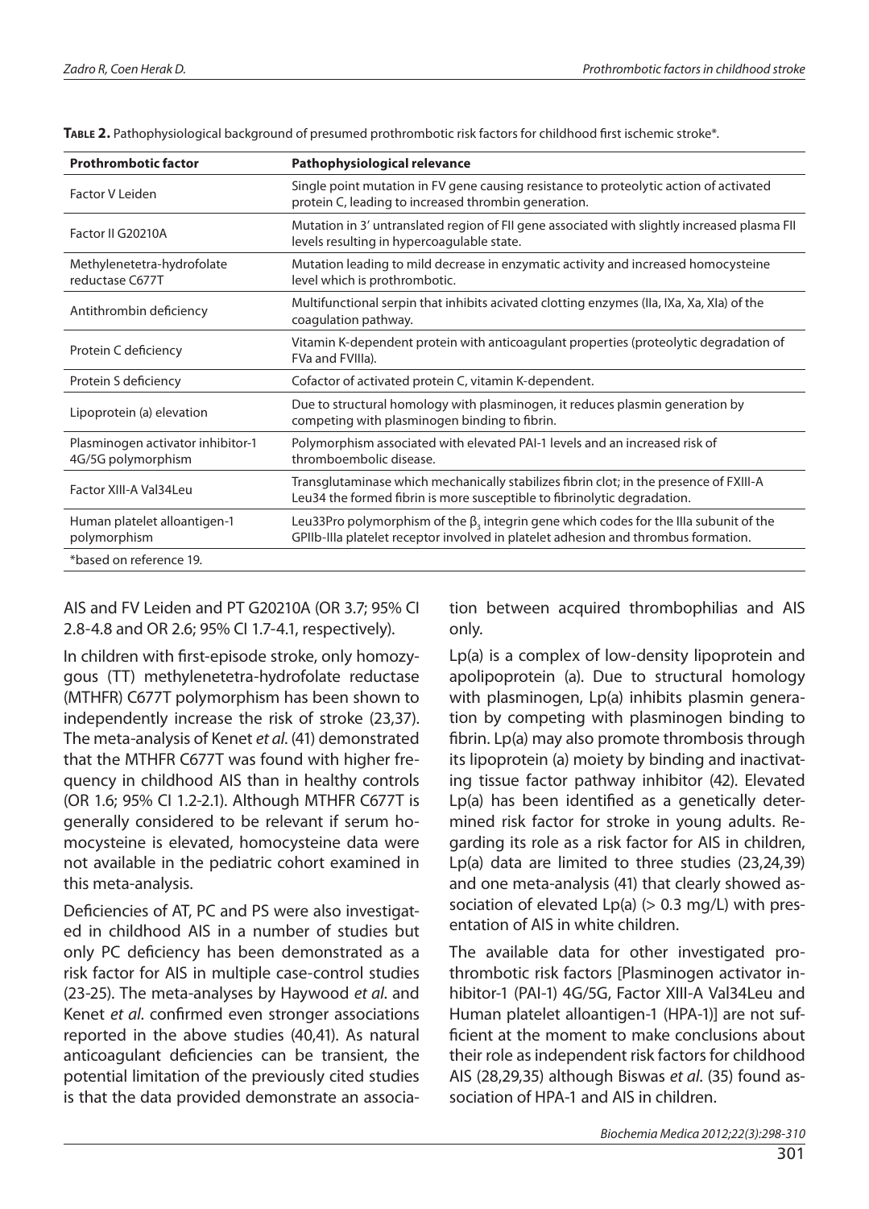**Table 2.** Pathophysiological background of presumed prothrombotic risk factors for childhood first ischemic stroke*.

| Prothrombotic factor | Pathophysiological relevance |
|---|---|
| Factor V Leiden | Single point mutation in FV gene causing resistance to proteolytic action of activated protein C, leading to increased thrombin generation. |
| Factor II G20210A | Mutation in 3' untranslated region of FII gene associated with slightly increased plasma FII levels resulting in hypercoagulable state. |
| Methylenetetra-hydrofolate reductase C677T | Mutation leading to mild decrease in enzymatic activity and increased homocysteine level which is prothrombotic. |
| Antithrombin deficiency | Multifunctional serpin that inhibits acivated clotting enzymes (IIa, IXa, Xa, XIa) of the coagulation pathway. |
| Protein C deficiency | Vitamin K-dependent protein with anticoagulant properties (proteolytic degradation of FVa and FVIIIa). |
| Protein S deficiency | Cofactor of activated protein C, vitamin K-dependent. |
| Lipoprotein (a) elevation | Due to structural homology with plasminogen, it reduces plasmin generation by competing with plasminogen binding to fibrin. |
| Plasminogen activator inhibitor-1 4G/5G polymorphism | Polymorphism associated with elevated PAI-1 levels and an increased risk of thromboembolic disease. |
| Factor XIII-A Val34Leu | Transglutaminase which mechanically stabilizes fibrin clot; in the presence of FXIII-A Leu34 the formed fibrin is more susceptible to fibrinolytic degradation. |
| Human platelet alloantigen-1 polymorphism | Leu33Pro polymorphism of the $\beta_3$ integrin gene which codes for the IIIa subunit of the GPIIb-IIIa platelet receptor involved in platelet adhesion and thrombus formation. |

*based on reference 19.

AIS and FV Leiden and PT G20210A (OR 3.7; 95% CI 2.8-4.8 and OR 2.6; 95% CI 1.7-4.1, respectively).

In children with first-episode stroke, only homozygous (TT) methylenetetra-hydrofolate reductase (MTHFR) C677T polymorphism has been shown to independently increase the risk of stroke (23,37). The meta-analysis of Kenet *et al*. (41) demonstrated that the MTHFR C677T was found with higher frequency in childhood AIS than in healthy controls (OR 1.6; 95% CI 1.2-2.1). Although MTHFR C677T is generally considered to be relevant if serum homocysteine is elevated, homocysteine data were not available in the pediatric cohort examined in this meta-analysis.

Deficiencies of AT, PC and PS were also investigated in childhood AIS in a number of studies but only PC deficiency has been demonstrated as a risk factor for AIS in multiple case-control studies (23-25). The meta-analyses by Haywood *et al*. and Kenet *et al*. confirmed even stronger associations reported in the above studies (40,41). As natural anticoagulant deficiencies can be transient, the potential limitation of the previously cited studies is that the data provided demonstrate an association between acquired thrombophilias and AIS only.

Lp(a) is a complex of low-density lipoprotein and apolipoprotein (a). Due to structural homology with plasminogen, Lp(a) inhibits plasmin generation by competing with plasminogen binding to fibrin. Lp(a) may also promote thrombosis through its lipoprotein (a) moiety by binding and inactivating tissue factor pathway inhibitor (42). Elevated Lp(a) has been identified as a genetically determined risk factor for stroke in young adults. Regarding its role as a risk factor for AIS in children, Lp(a) data are limited to three studies (23,24,39) and one meta-analysis (41) that clearly showed association of elevated Lp(a) (> 0.3 mg/L) with presentation of AIS in white children.

The available data for other investigated prothrombotic risk factors [Plasminogen activator inhibitor-1 (PAI-1) 4G/5G, Factor XIII-A Val34Leu and Human platelet alloantigen-1 (HPA-1)] are not sufficient at the moment to make conclusions about their role as independent risk factors for childhood AIS (28,29,35) although Biswas *et al*. (35) found association of HPA-1 and AIS in children.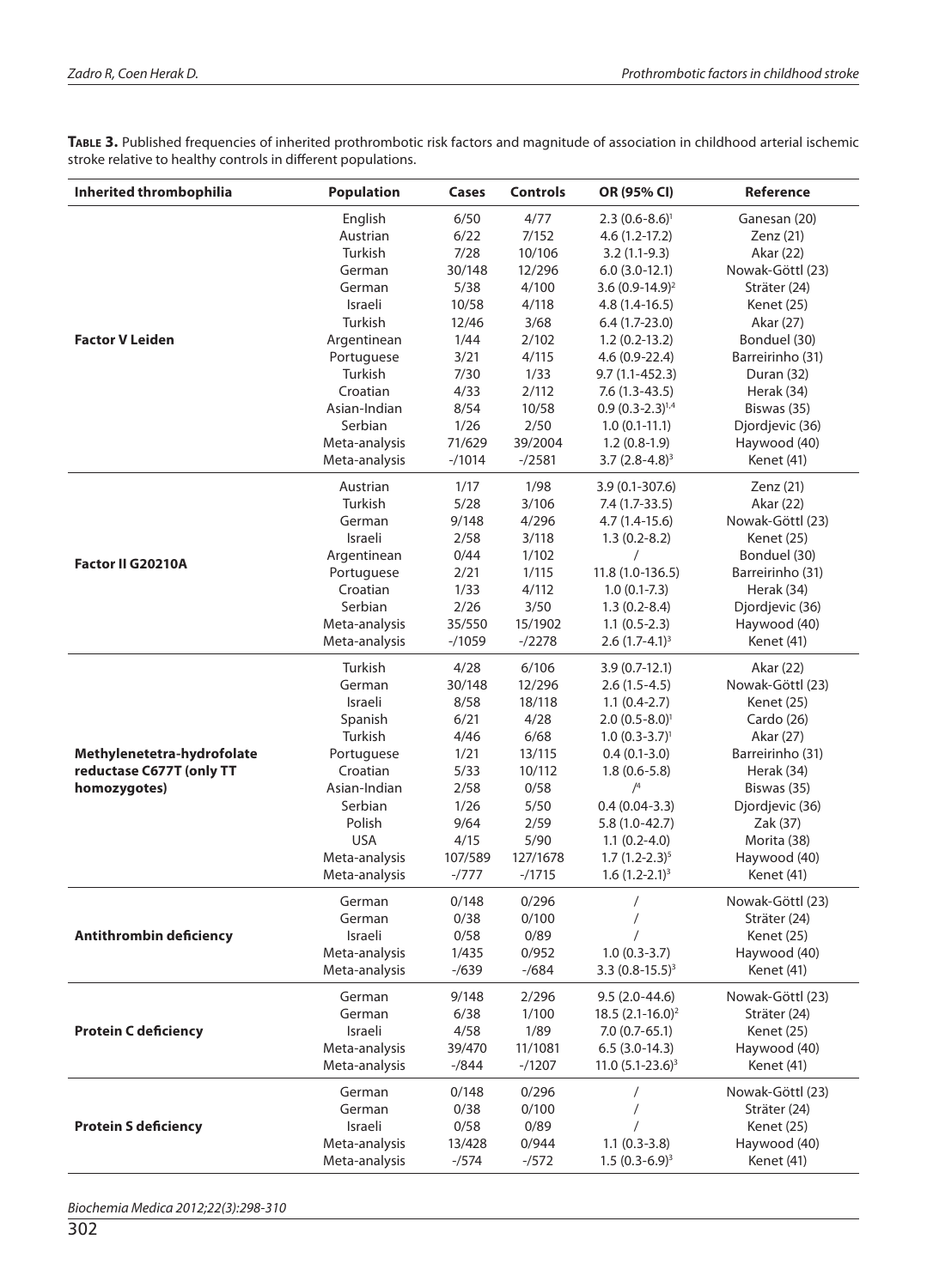**Table 3.** Published frequencies of inherited prothrombotic risk factors and magnitude of association in childhood arterial ischemic stroke relative to healthy controls in different populations.

| Inherited thrombophilia | Population | Cases | Controls | OR (95% CI) | Reference |
|---|---|---|---|---|---|
| **Factor V Leiden** | English | 6/50 | 4/77 | 2.3 (0.6-8.6)[1] | Ganesan (20) |
| | Austrian | 6/22 | 7/152 | 4.6 (1.2-17.2) | Zenz (21) |
| | Turkish | 7/28 | 10/106 | 3.2 (1.1-9.3) | Akar (22) |
| | German | 30/148 | 12/296 | 6.0 (3.0-12.1) | Nowak-Göttl (23) |
| | German | 5/38 | 4/100 | 3.6 (0.9-14.9)[2] | Sträter (24) |
| | Israeli | 10/58 | 4/118 | 4.8 (1.4-16.5) | Kenet (25) |
| | Turkish | 12/46 | 3/68 | 6.4 (1.7-23.0) | Akar (27) |
| | Argentinean | 1/44 | 2/102 | 1.2 (0.2-13.2) | Bonduel (30) |
| | Portuguese | 3/21 | 4/115 | 4.6 (0.9-22.4) | Barreirinho (31) |
| | Turkish | 7/30 | 1/33 | 9.7 (1.1-452.3) | Duran (32) |
| | Croatian | 4/33 | 2/112 | 7.6 (1.3-43.5) | Herak (34) |
| | Asian-Indian | 8/54 | 10/58 | 0.9 (0.3-2.3)[1,4] | Biswas (35) |
| | Serbian | 1/26 | 2/50 | 1.0 (0.1-11.1) | Djordjevic (36) |
| | Meta-analysis | 71/629 | 39/2004 | 1.2 (0.8-1.9) | Haywood (40) |
| | Meta-analysis | -/1014 | -/2581 | 3.7 (2.8-4.8)[3] | Kenet (41) |
| **Factor II G20210A** | Austrian | 1/17 | 1/98 | 3.9 (0.1-307.6) | Zenz (21) |
| | Turkish | 5/28 | 3/106 | 7.4 (1.7-33.5) | Akar (22) |
| | German | 9/148 | 4/296 | 4.7 (1.4-15.6) | Nowak-Göttl (23) |
| | Israeli | 2/58 | 3/118 | 1.3 (0.2-8.2) | Kenet (25) |
| | Argentinean | 0/44 | 1/102 | / | Bonduel (30) |
| | Portuguese | 2/21 | 1/115 | 11.8 (1.0-136.5) | Barreirinho (31) |
| | Croatian | 1/33 | 4/112 | 1.0 (0.1-7.3) | Herak (34) |
| | Serbian | 2/26 | 3/50 | 1.3 (0.2-8.4) | Djordjevic (36) |
| | Meta-analysis | 35/550 | 15/1902 | 1.1 (0.5-2.3) | Haywood (40) |
| | Meta-analysis | -/1059 | -/2278 | 2.6 (1.7-4.1)[3] | Kenet (41) |
| **Methylenetetra-hydrofolate reductase C677T (only TT homozygotes)** | Turkish | 4/28 | 6/106 | 3.9 (0.7-12.1) | Akar (22) |
| | German | 30/148 | 12/296 | 2.6 (1.5-4.5) | Nowak-Göttl (23) |
| | Israeli | 8/58 | 18/118 | 1.1 (0.4-2.7) | Kenet (25) |
| | Spanish | 6/21 | 4/28 | 2.0 (0.5-8.0)[1] | Cardo (26) |
| | Turkish | 4/46 | 6/68 | 1.0 (0.3-3.7)[1] | Akar (27) |
| | Portuguese | 1/21 | 13/115 | 0.4 (0.1-3.0) | Barreirinho (31) |
| | Croatian | 5/33 | 10/112 | 1.8 (0.6-5.8) | Herak (34) |
| | Asian-Indian | 2/58 | 0/58 | /[4] | Biswas (35) |
| | Serbian | 1/26 | 5/50 | 0.4 (0.04-3.3) | Djordjevic (36) |
| | Polish | 9/64 | 2/59 | 5.8 (1.0-42.7) | Zak (37) |
| | USA | 4/15 | 5/90 | 1.1 (0.2-4.0) | Morita (38) |
| | Meta-analysis | 107/589 | 127/1678 | 1.7 (1.2-2.3)[5] | Haywood (40) |
| | Meta-analysis | -/777 | -/1715 | 1.6 (1.2-2.1)[3] | Kenet (41) |
| **Antithrombin deficiency** | German | 0/148 | 0/296 | / | Nowak-Göttl (23) |
| | German | 0/38 | 0/100 | / | Sträter (24) |
| | Israeli | 0/58 | 0/89 | / | Kenet (25) |
| | Meta-analysis | 1/435 | 0/952 | 1.0 (0.3-3.7) | Haywood (40) |
| | Meta-analysis | -/639 | -/684 | 3.3 (0.8-15.5)[3] | Kenet (41) |
| **Protein C deficiency** | German | 9/148 | 2/296 | 9.5 (2.0-44.6) | Nowak-Göttl (23) |
| | German | 6/38 | 1/100 | 18.5 (2.1-16.0)[2] | Sträter (24) |
| | Israeli | 4/58 | 1/89 | 7.0 (0.7-65.1) | Kenet (25) |
| | Meta-analysis | 39/470 | 11/1081 | 6.5 (3.0-14.3) | Haywood (40) |
| | Meta-analysis | -/844 | -/1207 | 11.0 (5.1-23.6)[3] | Kenet (41) |
| **Protein S deficiency** | German | 0/148 | 0/296 | / | Nowak-Göttl (23) |
| | German | 0/38 | 0/100 | / | Sträter (24) |
| | Israeli | 0/58 | 0/89 | / | Kenet (25) |
| | Meta-analysis | 13/428 | 0/944 | 1.1 (0.3-3.8) | Haywood (40) |
| | Meta-analysis | -/574 | -/572 | 1.5 (0.3-6.9)[3] | Kenet (41) |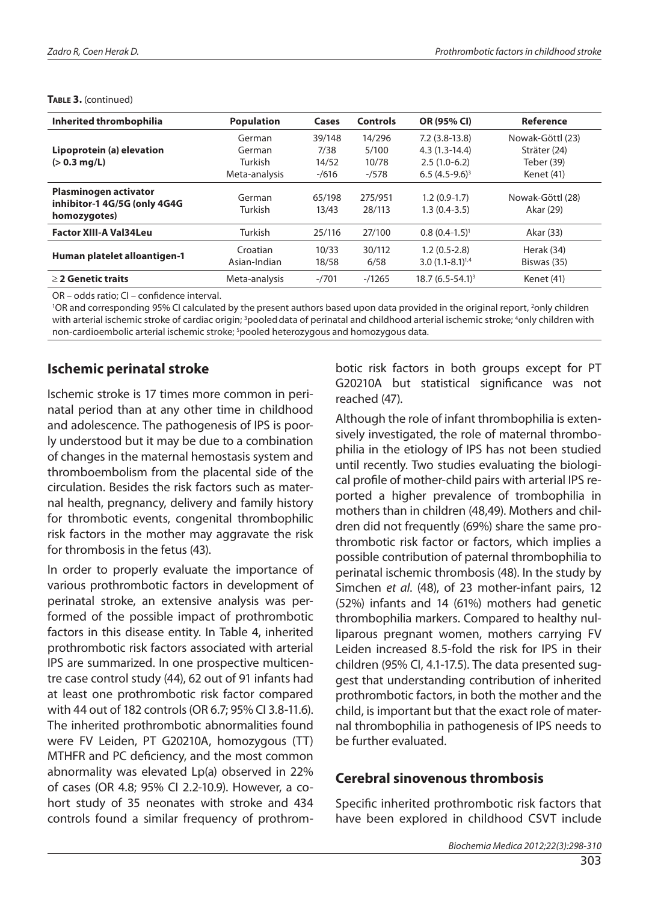**Table 3.** (continued)

| Inherited thrombophilia | Population | Cases | Controls | OR (95% CI) | Reference |
|---|---|---|---|---|---|
| Lipoprotein (a) elevation (> 0.3 mg/L) | German | 39/148 | 14/296 | 7.2 (3.8-13.8) | Nowak-Göttl (23) |
| | German | 7/38 | 5/100 | 4.3 (1.3-14.4) | Sträter (24) |
| | Turkish | 14/52 | 10/78 | 2.5 (1.0-6.2) | Teber (39) |
| | Meta-analysis | -/616 | -/578 | 6.5 (4.5-9.6)[3] | Kenet (41) |
| Plasminogen activator inhibitor-1 4G/5G (only 4G4G homozygotes) | German | 65/198 | 275/951 | 1.2 (0.9-1.7) | Nowak-Göttl (28) |
| | Turkish | 13/43 | 28/113 | 1.3 (0.4-3.5) | Akar (29) |
| Factor XIII-A Val34Leu | Turkish | 25/116 | 27/100 | 0.8 (0.4-1.5)[1] | Akar (33) |
| Human platelet alloantigen-1 | Croatian | 10/33 | 30/112 | 1.2 (0.5-2.8) | Herak (34) |
| | Asian-Indian | 18/58 | 6/58 | 3.0 (1.1-8.1)[1,4] | Biswas (35) |
| ≥ 2 Genetic traits | Meta-analysis | -/701 | -/1265 | 18.7 (6.5-54.1)[3] | Kenet (41) |

OR – odds ratio; CI – confidence interval.
[1]OR and corresponding 95% CI calculated by the present authors based upon data provided in the original report, [2]only children with arterial ischemic stroke of cardiac origin; [3]pooled data of perinatal and childhood arterial ischemic stroke; [4]only children with non-cardioembolic arterial ischemic stroke; [5]pooled heterozygous and homozygous data.

## Ischemic perinatal stroke

Ischemic stroke is 17 times more common in perinatal period than at any other time in childhood and adolescence. The pathogenesis of IPS is poorly understood but it may be due to a combination of changes in the maternal hemostasis system and thromboembolism from the placental side of the circulation. Besides the risk factors such as maternal health, pregnancy, delivery and family history for thrombotic events, congenital thrombophilic risk factors in the mother may aggravate the risk for thrombosis in the fetus (43).

In order to properly evaluate the importance of various prothrombotic factors in development of perinatal stroke, an extensive analysis was performed of the possible impact of prothrombotic factors in this disease entity. In Table 4, inherited prothrombotic risk factors associated with arterial IPS are summarized. In one prospective multicentre case control study (44), 62 out of 91 infants had at least one prothrombotic risk factor compared with 44 out of 182 controls (OR 6.7; 95% CI 3.8-11.6). The inherited prothrombotic abnormalities found were FV Leiden, PT G20210A, homozygous (TT) MTHFR and PC deficiency, and the most common abnormality was elevated Lp(a) observed in 22% of cases (OR 4.8; 95% CI 2.2-10.9). However, a cohort study of 35 neonates with stroke and 434 controls found a similar frequency of prothrombotic risk factors in both groups except for PT G20210A but statistical significance was not reached (47).

Although the role of infant thrombophilia is extensively investigated, the role of maternal thrombophilia in the etiology of IPS has not been studied until recently. Two studies evaluating the biological profile of mother-child pairs with arterial IPS reported a higher prevalence of trombophilia in mothers than in children (48,49). Mothers and children did not frequently (69%) share the same prothrombotic risk factor or factors, which implies a possible contribution of paternal thrombophilia to perinatal ischemic thrombosis (48). In the study by Simchen *et al*. (48), of 23 mother-infant pairs, 12 (52%) infants and 14 (61%) mothers had genetic thrombophilia markers. Compared to healthy nulliparous pregnant women, mothers carrying FV Leiden increased 8.5-fold the risk for IPS in their children (95% CI, 4.1-17.5). The data presented suggest that understanding contribution of inherited prothrombotic factors, in both the mother and the child, is important but that the exact role of maternal thrombophilia in pathogenesis of IPS needs to be further evaluated.

## Cerebral sinovenous thrombosis

Specific inherited prothrombotic risk factors that have been explored in childhood CSVT include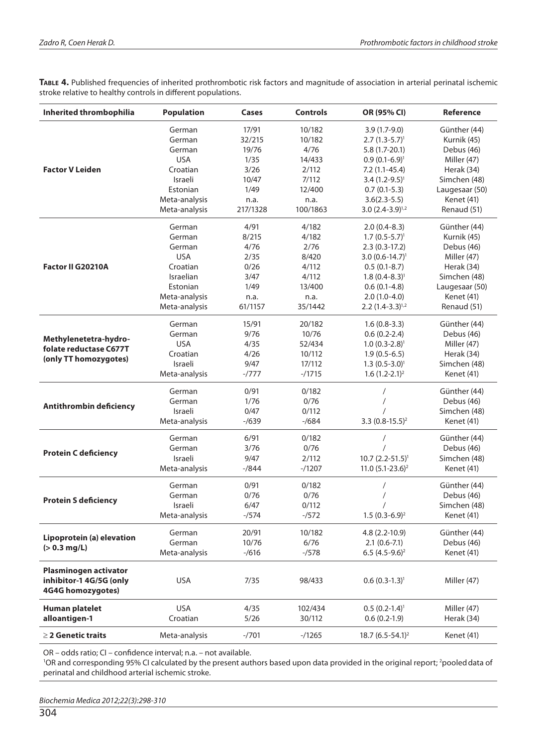**Table 4.** Published frequencies of inherited prothrombotic risk factors and magnitude of association in arterial perinatal ischemic stroke relative to healthy controls in different populations.

| Inherited thrombophilia | Population | Cases | Controls | OR (95% CI) | Reference |
|---|---|---|---|---|---|
| **Factor V Leiden** | German | 17/91 | 10/182 | 3.9 (1.7-9.0) | Günther (44) |
| | German | 32/215 | 10/182 | 2.7 (1.3-5.7)[1] | Kurnik (45) |
| | German | 19/76 | 4/76 | 5.8 (1.7-20.1) | Debus (46) |
| | USA | 1/35 | 14/433 | 0.9 (0.1-6.9)[1] | Miller (47) |
| | Croatian | 3/26 | 2/112 | 7.2 (1.1-45.4) | Herak (34) |
| | Israeli | 10/47 | 7/112 | 3.4 (1.2-9.5)[1] | Simchen (48) |
| | Estonian | 1/49 | 12/400 | 0.7 (0.1-5.3) | Laugesaar (50) |
| | Meta-analysis | n.a. | n.a. | 3.6(2.3-5.5) | Kenet (41) |
| | Meta-analysis | 217/1328 | 100/1863 | 3.0 (2.4-3.9)[1,2] | Renaud (51) |
| **Factor II G20210A** | German | 4/91 | 4/182 | 2.0 (0.4-8.3) | Günther (44) |
| | German | 8/215 | 4/182 | 1.7 (0.5-5.7)[1] | Kurnik (45) |
| | German | 4/76 | 2/76 | 2.3 (0.3-17.2) | Debus (46) |
| | USA | 2/35 | 8/420 | 3.0 (0.6-14.7)[1] | Miller (47) |
| | Croatian | 0/26 | 4/112 | 0.5 (0.1-8.7) | Herak (34) |
| | Israelian | 3/47 | 4/112 | 1.8 (0.4-8.3)[1] | Simchen (48) |
| | Estonian | 1/49 | 13/400 | 0.6 (0.1-4.8) | Laugesaar (50) |
| | Meta-analysis | n.a. | n.a. | 2.0 (1.0-4.0) | Kenet (41) |
| | Meta-analysis | 61/1157 | 35/1442 | 2.2 (1.4-3.3)[1,2] | Renaud (51) |
| **Methylenetetra-hydrofolate reductase C677T (only TT homozygotes)** | German | 15/91 | 20/182 | 1.6 (0.8-3.3) | Günther (44) |
| | German | 9/76 | 10/76 | 0.6 (0.2-2.4) | Debus (46) |
| | USA | 4/35 | 52/434 | 1.0 (0.3-2.8)[1] | Miller (47) |
| | Croatian | 4/26 | 10/112 | 1.9 (0.5-6.5) | Herak (34) |
| | Israeli | 9/47 | 17/112 | 1.3 (0.5-3.0)[1] | Simchen (48) |
| | Meta-analysis | -/777 | -/1715 | 1.6 (1.2-2.1)[2] | Kenet (41) |
| **Antithrombin deficiency** | German | 0/91 | 0/182 | / | Günther (44) |
| | German | 1/76 | 0/76 | / | Debus (46) |
| | Israeli | 0/47 | 0/112 | / | Simchen (48) |
| | Meta-analysis | -/639 | -/684 | 3.3 (0.8-15.5)[2] | Kenet (41) |
| **Protein C deficiency** | German | 6/91 | 0/182 | / | Günther (44) |
| | German | 3/76 | 0/76 | / | Debus (46) |
| | Israeli | 9/47 | 2/112 | 10.7 (2.2-51.5)[1] | Simchen (48) |
| | Meta-analysis | -/844 | -/1207 | 11.0 (5.1-23.6)[2] | Kenet (41) |
| **Protein S deficiency** | German | 0/91 | 0/182 | / | Günther (44) |
| | German | 0/76 | 0/76 | / | Debus (46) |
| | Israeli | 6/47 | 0/112 | / | Simchen (48) |
| | Meta-analysis | -/574 | -/572 | 1.5 (0.3-6.9)[2] | Kenet (41) |
| **Lipoprotein (a) elevation (> 0.3 mg/L)** | German | 20/91 | 10/182 | 4.8 (2.2-10.9) | Günther (44) |
| | German | 10/76 | 6/76 | 2.1 (0.6-7.1) | Debus (46) |
| | Meta-analysis | -/616 | -/578 | 6.5 (4.5-9.6)[2] | Kenet (41) |
| **Plasminogen activator inhibitor-1 4G/5G (only 4G4G homozygotes)** | USA | 7/35 | 98/433 | 0.6 (0.3-1.3)[1] | Miller (47) |
| **Human platelet alloantigen-1** | USA | 4/35 | 102/434 | 0.5 (0.2-1.4)[1] | Miller (47) |
| | Croatian | 5/26 | 30/112 | 0.6 (0.2-1.9) | Herak (34) |
| **≥ 2 Genetic traits** | Meta-analysis | -/701 | -/1265 | 18.7 (6.5-54.1)[2] | Kenet (41) |

OR – odds ratio; CI – confidence interval; n.a. – not available.
[1]OR and corresponding 95% CI calculated by the present authors based upon data provided in the original report; [2]pooled data of perinatal and childhood arterial ischemic stroke.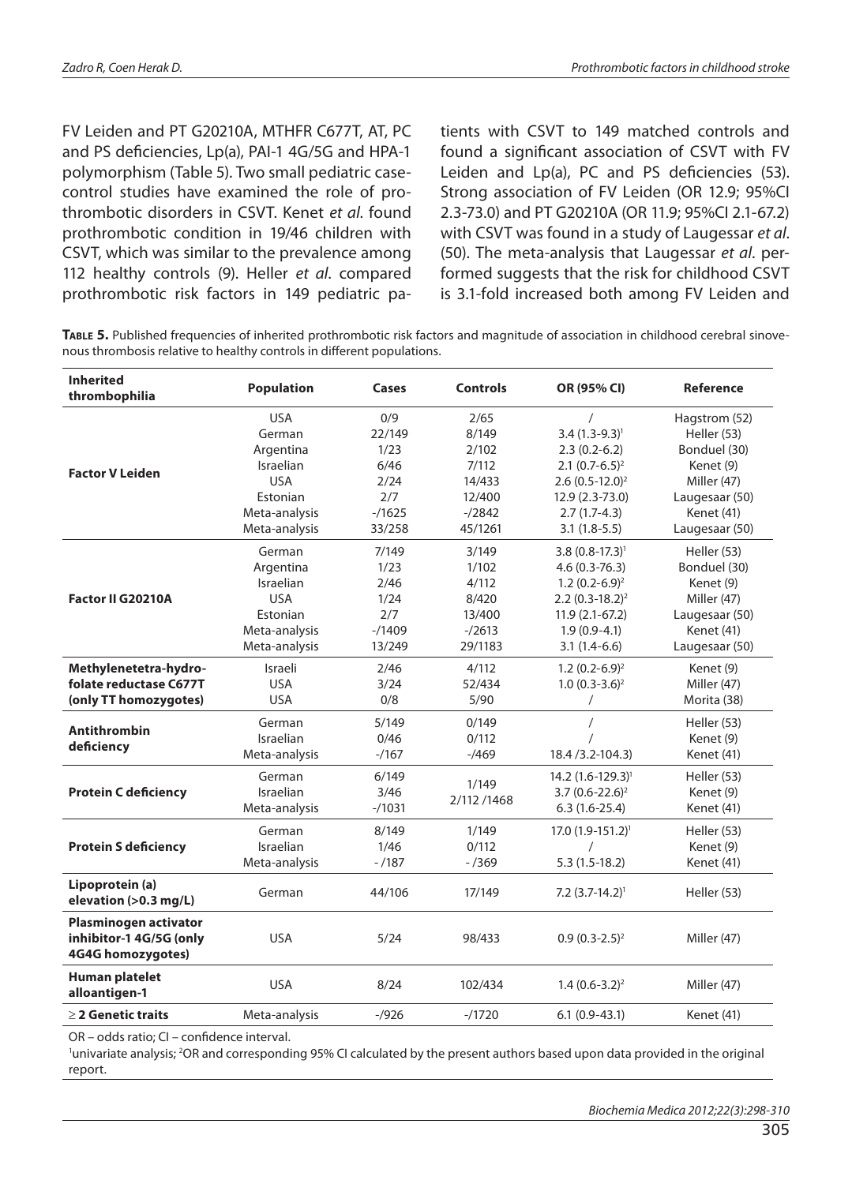FV Leiden and PT G20210A, MTHFR C677T, AT, PC and PS deficiencies, Lp(a), PAI-1 4G/5G and HPA-1 polymorphism (Table 5). Two small pediatric case-control studies have examined the role of prothrombotic disorders in CSVT. Kenet *et al*. found prothrombotic condition in 19/46 children with CSVT, which was similar to the prevalence among 112 healthy controls (9). Heller *et al*. compared prothrombotic risk factors in 149 pediatric patients with CSVT to 149 matched controls and found a significant association of CSVT with FV Leiden and Lp(a), PC and PS deficiencies (53). Strong association of FV Leiden (OR 12.9; 95%CI 2.3-73.0) and PT G20210A (OR 11.9; 95%CI 2.1-67.2) with CSVT was found in a study of Laugessar *et al*. (50). The meta-analysis that Laugessar *et al*. performed suggests that the risk for childhood CSVT is 3.1-fold increased both among FV Leiden and

**Table 5.** Published frequencies of inherited prothrombotic risk factors and magnitude of association in childhood cerebral sinovenous thrombosis relative to healthy controls in different populations.

| Inherited thrombophilia | Population | Cases | Controls | OR (95% CI) | Reference |
|---|---|---|---|---|---|
| **Factor V Leiden** | USA | 0/9 | 2/65 | / | Hagstrom (52) |
| | German | 22/149 | 8/149 | 3.4 (1.3-9.3)[1] | Heller (53) |
| | Argentina | 1/23 | 2/102 | 2.3 (0.2-6.2) | Bonduel (30) |
| | Israelian | 6/46 | 7/112 | 2.1 (0.7-6.5)[2] | Kenet (9) |
| | USA | 2/24 | 14/433 | 2.6 (0.5-12.0)[2] | Miller (47) |
| | Estonian | 2/7 | 12/400 | 12.9 (2.3-73.0) | Laugesaar (50) |
| | Meta-analysis | -/1625 | -/2842 | 2.7 (1.7-4.3) | Kenet (41) |
| | Meta-analysis | 33/258 | 45/1261 | 3.1 (1.8-5.5) | Laugesaar (50) |
| **Factor II G20210A** | German | 7/149 | 3/149 | 3.8 (0.8-17.3)[1] | Heller (53) |
| | Argentina | 1/23 | 1/102 | 4.6 (0.3-76.3) | Bonduel (30) |
| | Israelian | 2/46 | 4/112 | 1.2 (0.2-6.9)[2] | Kenet (9) |
| | USA | 1/24 | 8/420 | 2.2 (0.3-18.2)[2] | Miller (47) |
| | Estonian | 2/7 | 13/400 | 11.9 (2.1-67.2) | Laugesaar (50) |
| | Meta-analysis | -/1409 | -/2613 | 1.9 (0.9-4.1) | Kenet (41) |
| | Meta-analysis | 13/249 | 29/1183 | 3.1 (1.4-6.6) | Laugesaar (50) |
| **Methylenetetra-hydro-folate reductase C677T (only TT homozygotes)** | Israeli | 2/46 | 4/112 | 1.2 (0.2-6.9)[2] | Kenet (9) |
| | USA | 3/24 | 52/434 | 1.0 (0.3-3.6)[2] | Miller (47) |
| | USA | 0/8 | 5/90 | / | Morita (38) |
| **Antithrombin deficiency** | German | 5/149 | 0/149 | / | Heller (53) |
| | Israelian | 0/46 | 0/112 | / | Kenet (9) |
| | Meta-analysis | -/167 | -/469 | 18.4 /3.2-104.3) | Kenet (41) |
| **Protein C deficiency** | German | 6/149 | 1/149 | 14.2 (1.6-129.3)[1] | Heller (53) |
| | Israelian | 3/46 | 2/112 /1468 | 3.7 (0.6-22.6)[2] | Kenet (9) |
| | Meta-analysis | -/1031 | | 6.3 (1.6-25.4) | Kenet (41) |
| **Protein S deficiency** | German | 8/149 | 1/149 | 17.0 (1.9-151.2)[1] | Heller (53) |
| | Israelian | 1/46 | 0/112 | / | Kenet (9) |
| | Meta-analysis | - /187 | - /369 | 5.3 (1.5-18.2) | Kenet (41) |
| **Lipoprotein (a) elevation (>0.3 mg/L)** | German | 44/106 | 17/149 | 7.2 (3.7-14.2)[1] | Heller (53) |
| **Plasminogen activator inhibitor-1 4G/5G (only 4G4G homozygotes)** | USA | 5/24 | 98/433 | 0.9 (0.3-2.5)[2] | Miller (47) |
| **Human platelet alloantigen-1** | USA | 8/24 | 102/434 | 1.4 (0.6-3.2)[2] | Miller (47) |
| **≥ 2 Genetic traits** | Meta-analysis | -/926 | -/1720 | 6.1 (0.9-43.1) | Kenet (41) |

OR – odds ratio; CI – confidence interval.

[1]univariate analysis; [2]OR and corresponding 95% CI calculated by the present authors based upon data provided in the original report.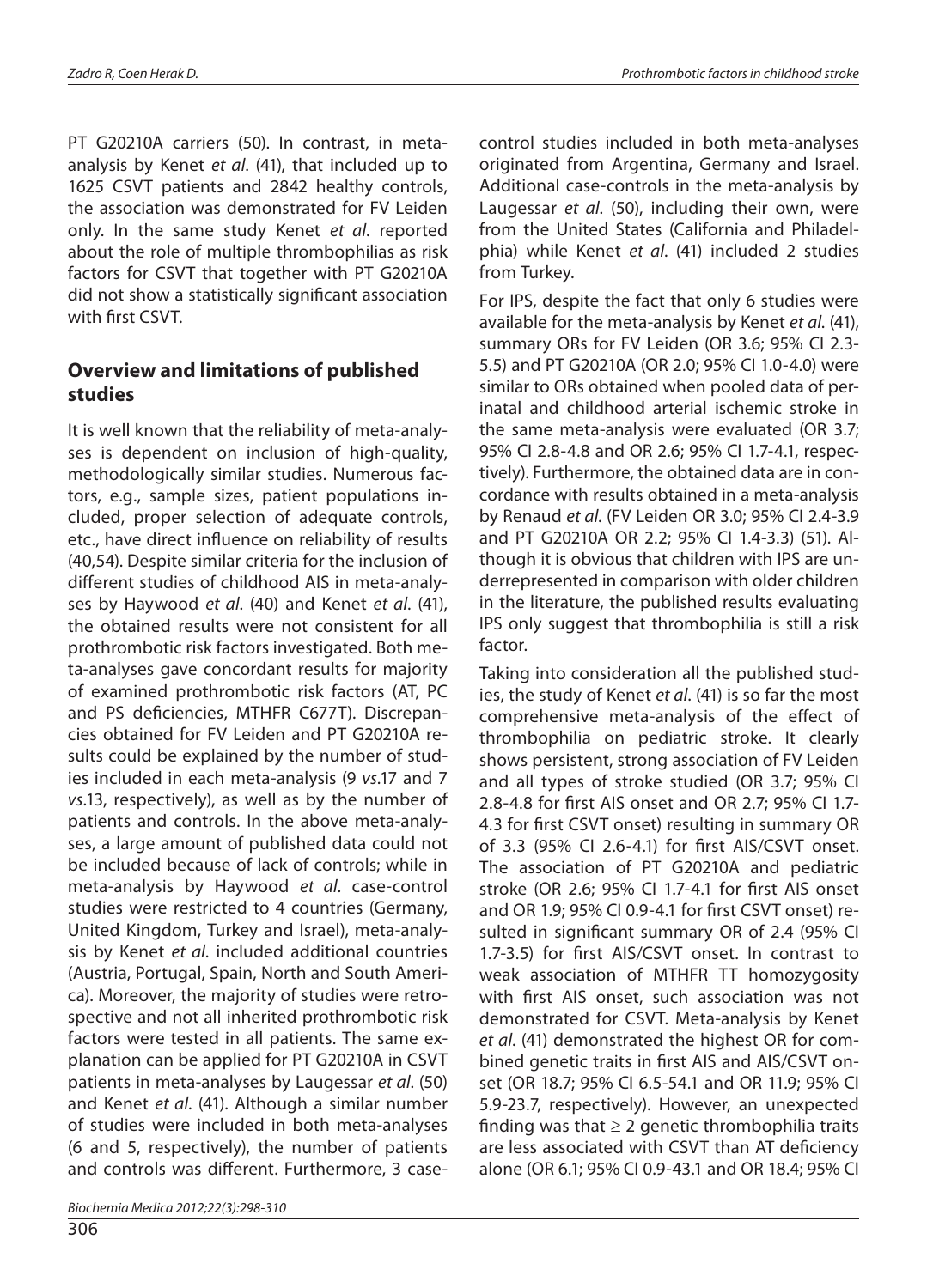PT G20210A carriers (50). In contrast, in meta-analysis by Kenet *et al*. (41), that included up to 1625 CSVT patients and 2842 healthy controls, the association was demonstrated for FV Leiden only. In the same study Kenet *et al*. reported about the role of multiple thrombophilias as risk factors for CSVT that together with PT G20210A did not show a statistically significant association with first CSVT.

## Overview and limitations of published studies

It is well known that the reliability of meta-analyses is dependent on inclusion of high-quality, methodologically similar studies. Numerous factors, e.g., sample sizes, patient populations included, proper selection of adequate controls, etc., have direct influence on reliability of results (40,54). Despite similar criteria for the inclusion of different studies of childhood AIS in meta-analyses by Haywood *et al*. (40) and Kenet *et al*. (41), the obtained results were not consistent for all prothrombotic risk factors investigated. Both meta-analyses gave concordant results for majority of examined prothrombotic risk factors (AT, PC and PS deficiencies, MTHFR C677T). Discrepancies obtained for FV Leiden and PT G20210A results could be explained by the number of studies included in each meta-analysis (9 *vs*.17 and 7 *vs*.13, respectively), as well as by the number of patients and controls. In the above meta-analyses, a large amount of published data could not be included because of lack of controls; while in meta-analysis by Haywood *et al*. case-control studies were restricted to 4 countries (Germany, United Kingdom, Turkey and Israel), meta-analysis by Kenet *et al*. included additional countries (Austria, Portugal, Spain, North and South America). Moreover, the majority of studies were retrospective and not all inherited prothrombotic risk factors were tested in all patients. The same explanation can be applied for PT G20210A in CSVT patients in meta-analyses by Laugessar *et al*. (50) and Kenet *et al*. (41). Although a similar number of studies were included in both meta-analyses (6 and 5, respectively), the number of patients and controls was different. Furthermore, 3 case-control studies included in both meta-analyses originated from Argentina, Germany and Israel. Additional case-controls in the meta-analysis by Laugessar *et al*. (50), including their own, were from the United States (California and Philadelphia) while Kenet *et al*. (41) included 2 studies from Turkey.

For IPS, despite the fact that only 6 studies were available for the meta-analysis by Kenet *et al*. (41), summary ORs for FV Leiden (OR 3.6; 95% CI 2.3-5.5) and PT G20210A (OR 2.0; 95% CI 1.0-4.0) were similar to ORs obtained when pooled data of perinatal and childhood arterial ischemic stroke in the same meta-analysis were evaluated (OR 3.7; 95% CI 2.8-4.8 and OR 2.6; 95% CI 1.7-4.1, respectively). Furthermore, the obtained data are in concordance with results obtained in a meta-analysis by Renaud *et al*. (FV Leiden OR 3.0; 95% CI 2.4-3.9 and PT G20210A OR 2.2; 95% CI 1.4-3.3) (51). Although it is obvious that children with IPS are underrepresented in comparison with older children in the literature, the published results evaluating IPS only suggest that thrombophilia is still a risk factor.

Taking into consideration all the published studies, the study of Kenet *et al*. (41) is so far the most comprehensive meta-analysis of the effect of thrombophilia on pediatric stroke. It clearly shows persistent, strong association of FV Leiden and all types of stroke studied (OR 3.7; 95% CI 2.8-4.8 for first AIS onset and OR 2.7; 95% CI 1.7-4.3 for first CSVT onset) resulting in summary OR of 3.3 (95% CI 2.6-4.1) for first AIS/CSVT onset. The association of PT G20210A and pediatric stroke (OR 2.6; 95% CI 1.7-4.1 for first AIS onset and OR 1.9; 95% CI 0.9-4.1 for first CSVT onset) resulted in significant summary OR of 2.4 (95% CI 1.7-3.5) for first AIS/CSVT onset. In contrast to weak association of MTHFR TT homozygosity with first AIS onset, such association was not demonstrated for CSVT. Meta-analysis by Kenet *et al*. (41) demonstrated the highest OR for combined genetic traits in first AIS and AIS/CSVT onset (OR 18.7; 95% CI 6.5-54.1 and OR 11.9; 95% CI 5.9-23.7, respectively). However, an unexpected finding was that ≥ 2 genetic thrombophilia traits are less associated with CSVT than AT deficiency alone (OR 6.1; 95% CI 0.9-43.1 and OR 18.4; 95% CI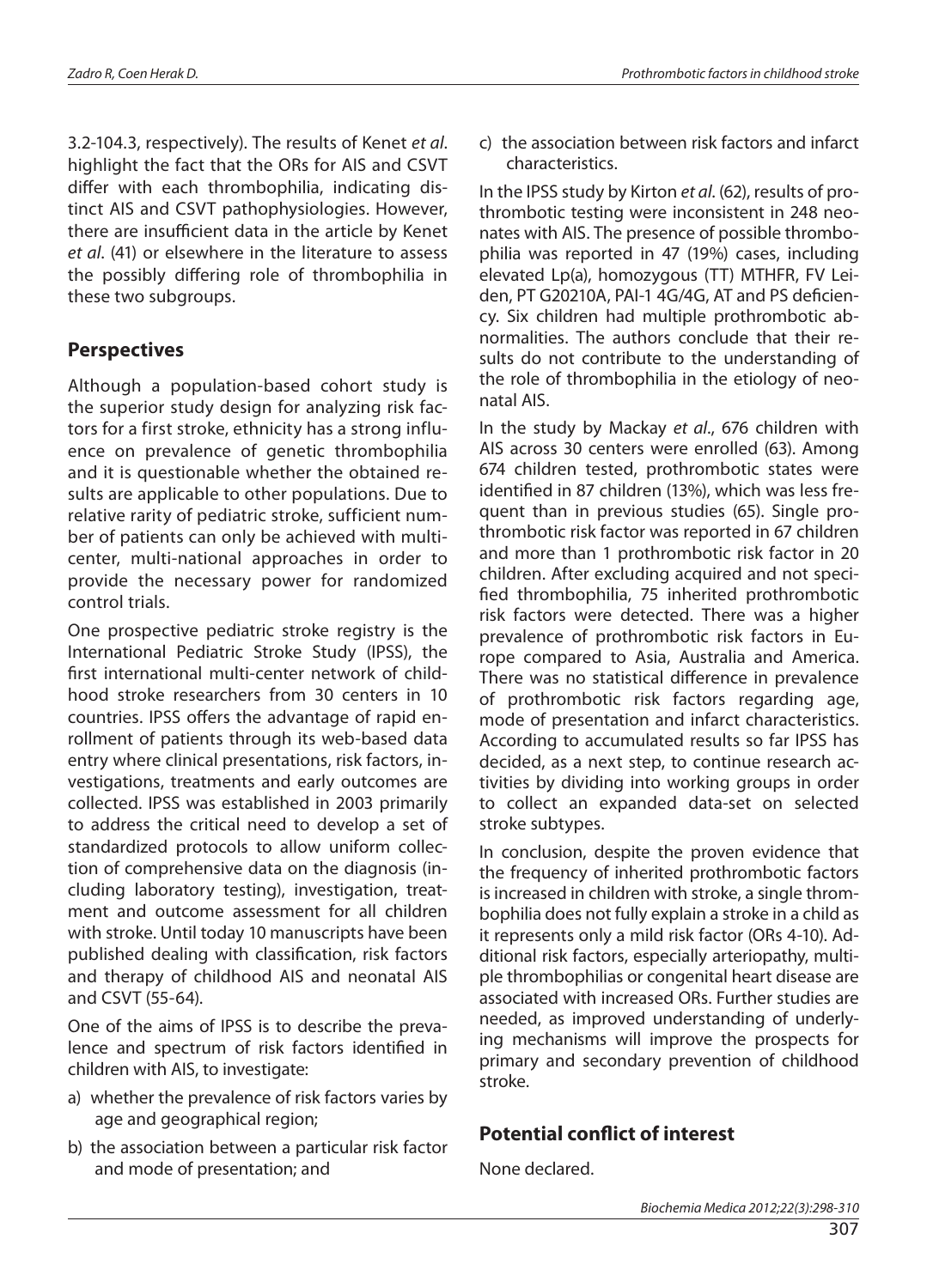3.2-104.3, respectively). The results of Kenet *et al*. highlight the fact that the ORs for AIS and CSVT differ with each thrombophilia, indicating distinct AIS and CSVT pathophysiologies. However, there are insufficient data in the article by Kenet *et al*. (41) or elsewhere in the literature to assess the possibly differing role of thrombophilia in these two subgroups.

## Perspectives

Although a population-based cohort study is the superior study design for analyzing risk factors for a first stroke, ethnicity has a strong influence on prevalence of genetic thrombophilia and it is questionable whether the obtained results are applicable to other populations. Due to relative rarity of pediatric stroke, sufficient number of patients can only be achieved with multicenter, multi-national approaches in order to provide the necessary power for randomized control trials.

One prospective pediatric stroke registry is the International Pediatric Stroke Study (IPSS), the first international multi-center network of childhood stroke researchers from 30 centers in 10 countries. IPSS offers the advantage of rapid enrollment of patients through its web-based data entry where clinical presentations, risk factors, investigations, treatments and early outcomes are collected. IPSS was established in 2003 primarily to address the critical need to develop a set of standardized protocols to allow uniform collection of comprehensive data on the diagnosis (including laboratory testing), investigation, treatment and outcome assessment for all children with stroke. Until today 10 manuscripts have been published dealing with classification, risk factors and therapy of childhood AIS and neonatal AIS and CSVT (55-64).

One of the aims of IPSS is to describe the prevalence and spectrum of risk factors identified in children with AIS, to investigate:

a) whether the prevalence of risk factors varies by age and geographical region;
b) the association between a particular risk factor and mode of presentation; and
c) the association between risk factors and infarct characteristics.

In the IPSS study by Kirton *et al*. (62), results of prothrombotic testing were inconsistent in 248 neonates with AIS. The presence of possible thrombophilia was reported in 47 (19%) cases, including elevated Lp(a), homozygous (TT) MTHFR, FV Leiden, PT G20210A, PAI-1 4G/4G, AT and PS deficiency. Six children had multiple prothrombotic abnormalities. The authors conclude that their results do not contribute to the understanding of the role of thrombophilia in the etiology of neonatal AIS.

In the study by Mackay *et al*., 676 children with AIS across 30 centers were enrolled (63). Among 674 children tested, prothrombotic states were identified in 87 children (13%), which was less frequent than in previous studies (65). Single prothrombotic risk factor was reported in 67 children and more than 1 prothrombotic risk factor in 20 children. After excluding acquired and not specified thrombophilia, 75 inherited prothrombotic risk factors were detected. There was a higher prevalence of prothrombotic risk factors in Europe compared to Asia, Australia and America. There was no statistical difference in prevalence of prothrombotic risk factors regarding age, mode of presentation and infarct characteristics. According to accumulated results so far IPSS has decided, as a next step, to continue research activities by dividing into working groups in order to collect an expanded data-set on selected stroke subtypes.

In conclusion, despite the proven evidence that the frequency of inherited prothrombotic factors is increased in children with stroke, a single thrombophilia does not fully explain a stroke in a child as it represents only a mild risk factor (ORs 4-10). Additional risk factors, especially arteriopathy, multiple thrombophilias or congenital heart disease are associated with increased ORs. Further studies are needed, as improved understanding of underlying mechanisms will improve the prospects for primary and secondary prevention of childhood stroke.

## Potential conflict of interest

None declared.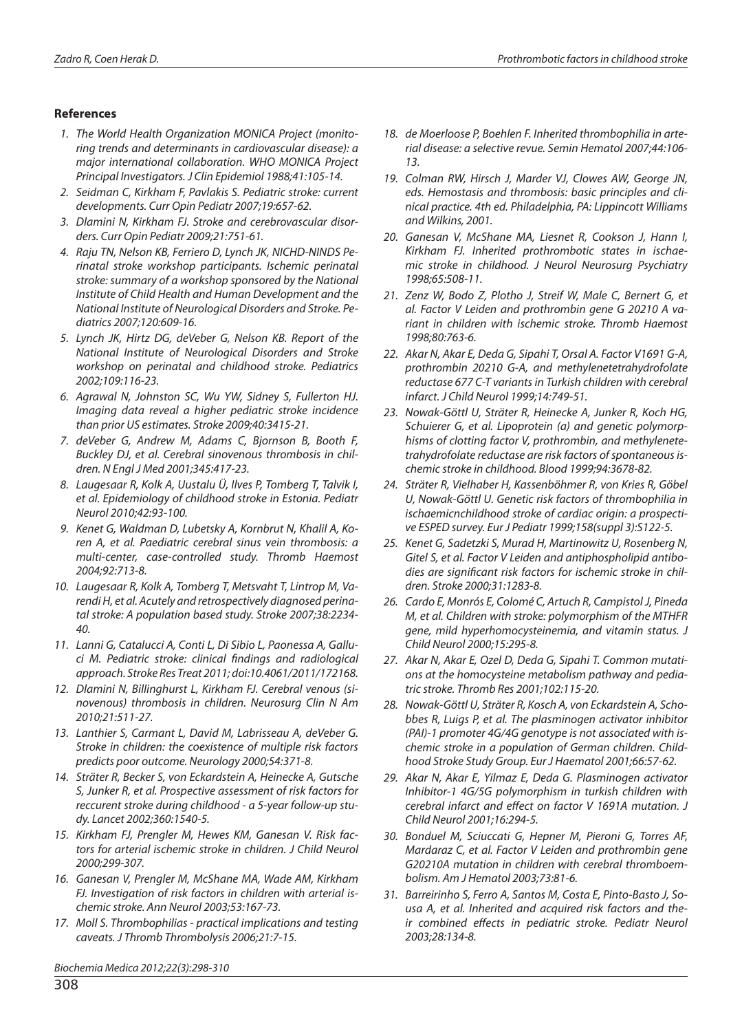## References

1. *The World Health Organization MONICA Project (monitoring trends and determinants in cardiovascular disease): a major international collaboration. WHO MONICA Project Principal Investigators. J Clin Epidemiol 1988;41:105-14.*
2. *Seidman C, Kirkham F, Pavlakis S. Pediatric stroke: current developments. Curr Opin Pediatr 2007;19:657-62.*
3. *Dlamini N, Kirkham FJ. Stroke and cerebrovascular disorders. Curr Opin Pediatr 2009;21:751-61.*
4. *Raju TN, Nelson KB, Ferriero D, Lynch JK, NICHD-NINDS Perinatal stroke workshop participants. Ischemic perinatal stroke: summary of a workshop sponsored by the National Institute of Child Health and Human Development and the National Institute of Neurological Disorders and Stroke. Pediatrics 2007;120:609-16.*
5. *Lynch JK, Hirtz DG, deVeber G, Nelson KB. Report of the National Institute of Neurological Disorders and Stroke workshop on perinatal and childhood stroke. Pediatrics 2002;109:116-23.*
6. *Agrawal N, Johnston SC, Wu YW, Sidney S, Fullerton HJ. Imaging data reveal a higher pediatric stroke incidence than prior US estimates. Stroke 2009;40:3415-21.*
7. *deVeber G, Andrew M, Adams C, Bjornson B, Booth F, Buckley DJ, et al. Cerebral sinovenous thrombosis in children. N Engl J Med 2001;345:417-23.*
8. *Laugesaar R, Kolk A, Uustalu Ü, Ilves P, Tomberg T, Talvik I, et al. Epidemiology of childhood stroke in Estonia. Pediatr Neurol 2010;42:93-100.*
9. *Kenet G, Waldman D, Lubetsky A, Kornbrut N, Khalil A, Koren A, et al. Paediatric cerebral sinus vein thrombosis: a multi-center, case-controlled study. Thromb Haemost 2004;92:713-8.*
10. *Laugesaar R, Kolk A, Tomberg T, Metsvaht T, Lintrop M, Varendi H, et al. Acutely and retrospectively diagnosed perinatal stroke: A population based study. Stroke 2007;38:2234-40.*
11. *Lanni G, Catalucci A, Conti L, Di Sibio L, Paonessa A, Galluci M. Pediatric stroke: clinical findings and radiological approach. Stroke Res Treat 2011; doi:10.4061/2011/172168.*
12. *Dlamini N, Billinghurst L, Kirkham FJ. Cerebral venous (sinovenous) thrombosis in children. Neurosurg Clin N Am 2010;21:511-27.*
13. *Lanthier S, Carmant L, David M, Labrisseau A, deVeber G. Stroke in children: the coexistence of multiple risk factors predicts poor outcome. Neurology 2000;54:371-8.*
14. *Sträter R, Becker S, von Eckardstein A, Heinecke A, Gutsche S, Junker R, et al. Prospective assessment of risk factors for reccurent stroke during childhood - a 5-year follow-up study. Lancet 2002;360:1540-5.*
15. *Kirkham FJ, Prengler M, Hewes KM, Ganesan V. Risk factors for arterial ischemic stroke in children. J Child Neurol 2000;299-307.*
16. *Ganesan V, Prengler M, McShane MA, Wade AM, Kirkham FJ. Investigation of risk factors in children with arterial ischemic stroke. Ann Neurol 2003;53:167-73.*
17. *Moll S. Thrombophilias - practical implications and testing caveats. J Thromb Thrombolysis 2006;21:7-15.*
18. *de Moerloose P, Boehlen F. Inherited thrombophilia in arterial disease: a selective revue. Semin Hematol 2007;44:106-13.*
19. *Colman RW, Hirsch J, Marder VJ, Clowes AW, George JN, eds. Hemostasis and thrombosis: basic principles and clinical practice. 4th ed. Philadelphia, PA: Lippincott Williams and Wilkins, 2001.*
20. *Ganesan V, McShane MA, Liesnet R, Cookson J, Hann I, Kirkham FJ. Inherited prothrombotic states in ischaemic stroke in childhood. J Neurol Neurosurg Psychiatry 1998;65:508-11.*
21. *Zenz W, Bodo Z, Plotho J, Streif W, Male C, Bernert G, et al. Factor V Leiden and prothrombin gene G 20210 A variant in children with ischemic stroke. Thromb Haemost 1998;80:763-6.*
22. *Akar N, Akar E, Deda G, Sipahi T, Orsal A. Factor V1691 G-A, prothrombin 20210 G-A, and methylenetetrahydrofolate reductase 677 C-T variants in Turkish children with cerebral infarct. J Child Neurol 1999;14:749-51.*
23. *Nowak-Göttl U, Sträter R, Heinecke A, Junker R, Koch HG, Schuierer G, et al. Lipoprotein (a) and genetic polymorphisms of clotting factor V, prothrombin, and methylenetetrahydrofolate reductase are risk factors of spontaneous ischemic stroke in childhood. Blood 1999;94:3678-82.*
24. *Sträter R, Vielhaber H, Kassenböhmer R, von Kries R, Göbel U, Nowak-Göttl U. Genetic risk factors of thrombophilia in ischaemicnchildhood stroke of cardiac origin: a prospective ESPED survey. Eur J Pediatr 1999;158(suppl 3):S122-5.*
25. *Kenet G, Sadetzki S, Murad H, Martinowitz U, Rosenberg N, Gitel S, et al. Factor V Leiden and antiphospholipid antibodies are significant risk factors for ischemic stroke in children. Stroke 2000;31:1283-8.*
26. *Cardo E, Monrós E, Colomé C, Artuch R, Campistol J, Pineda M, et al. Children with stroke: polymorphism of the MTHFR gene, mild hyperhomocysteinemia, and vitamin status. J Child Neurol 2000;15:295-8.*
27. *Akar N, Akar E, Ozel D, Deda G, Sipahi T. Common mutations at the homocysteine metabolism pathway and pediatric stroke. Thromb Res 2001;102:115-20.*
28. *Nowak-Göttl U, Sträter R, Kosch A, von Eckardstein A, Schobbes R, Luigs P, et al. The plasminogen activator inhibitor (PAI)-1 promoter 4G/4G genotype is not associated with ischemic stroke in a population of German children. Childhood Stroke Study Group. Eur J Haematol 2001;66:57-62.*
29. *Akar N, Akar E, Yilmaz E, Deda G. Plasminogen activator Inhibitor-1 4G/5G polymorphism in turkish children with cerebral infarct and effect on factor V 1691A mutation. J Child Neurol 2001;16:294-5.*
30. *Bonduel M, Sciuccati G, Hepner M, Pieroni G, Torres AF, Mardaraz C, et al. Factor V Leiden and prothrombin gene G20210A mutation in children with cerebral thromboembolism. Am J Hematol 2003;73:81-6.*
31. *Barreirinho S, Ferro A, Santos M, Costa E, Pinto-Basto J, Sousa A, et al. Inherited and acquired risk factors and their combined effects in pediatric stroke. Pediatr Neurol 2003;28:134-8.*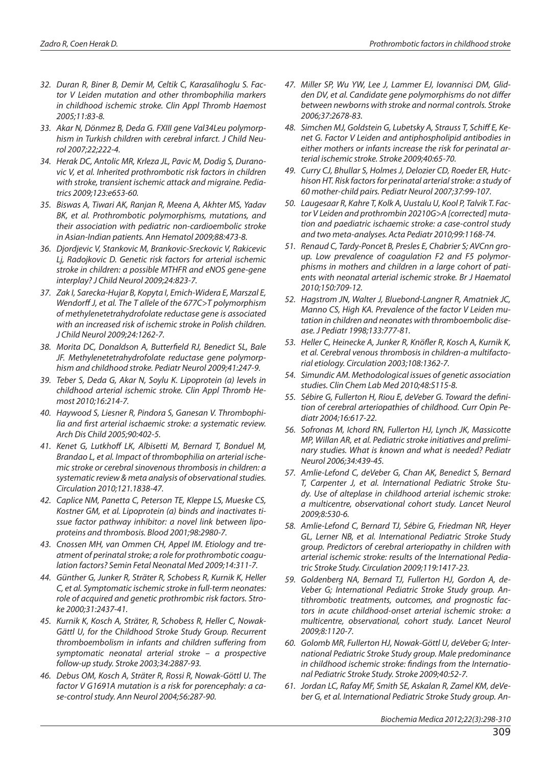32. Duran R, Biner B, Demir M, Celtik C, Karasalihoglu S. Factor V Leiden mutation and other thrombophilia markers in childhood ischemic stroke. Clin Appl Thromb Haemost 2005;11:83-8.
33. Akar N, Dönmez B, Deda G. FXIII gene Val34Leu polymorphism in Turkish children with cerebral infarct. J Child Neurol 2007;22;222-4.
34. Herak DC, Antolic MR, Krleza JL, Pavic M, Dodig S, Duranovic V, et al. Inherited prothrombotic risk factors in children with stroke, transient ischemic attack and migraine. Pediatrics 2009;123:e653-60.
35. Biswas A, Tiwari AK, Ranjan R, Meena A, Akhter MS, Yadav BK, et al. Prothrombotic polymorphisms, mutations, and their association with pediatric non-cardioembolic stroke in Asian-Indian patients. Ann Hematol 2009;88:473-8.
36. Djordjevic V, Stankovic M, Brankovic-Sreckovic V, Rakicevic Lj, Radojkovic D. Genetic risk factors for arterial ischemic stroke in children: a possible MTHFR and eNOS gene-gene interplay? J Child Neurol 2009;24:823-7.
37. Zak I, Sarecka-Hujar B, Kopyta I, Emich-Widera E, Marszal E, Wendorff J, et al. The T allele of the 677C>T polymorphism of methylenetetrahydrofolate reductase gene is associated with an increased risk of ischemic stroke in Polish children. J Child Neurol 2009;24:1262-7.
38. Morita DC, Donaldson A, Butterfield RJ, Benedict SL, Bale JF. Methylenetetrahydrofolate reductase gene polymorphism and childhood stroke. Pediatr Neurol 2009;41:247-9.
39. Teber S, Deda G, Akar N, Soylu K. Lipoprotein (a) levels in childhood arterial ischemic stroke. Clin Appl Thromb Hemost 2010;16:214-7.
40. Haywood S, Liesner R, Pindora S, Ganesan V. Thrombophilia and first arterial ischaemic stroke: a systematic review. Arch Dis Child 2005;90:402-5.
41. Kenet G, Lutkhoff LK, Albisetti M, Bernard T, Bonduel M, Brandao L, et al. Impact of thrombophilia on arterial ischemic stroke or cerebral sinovenous thrombosis in children: a systematic review & meta analysis of observational studies. Circulation 2010;121.1838-47.
42. Caplice NM, Panetta C, Peterson TE, Kleppe LS, Mueske CS, Kostner GM, et al. Lipoprotein (a) binds and inactivates tissue factor pathway inhibitor: a novel link between lipoproteins and thrombosis. Blood 2001;98:2980-7.
43. Cnossen MH, van Ommen CH, Appel IM. Etiology and treatment of perinatal stroke; a role for prothrombotic coagulation factors? Semin Fetal Neonatal Med 2009;14:311-7.
44. Günther G, Junker R, Sträter R, Schobess R, Kurnik K, Heller C, et al. Symptomatic ischemic stroke in full-term neonates: role of acquired and genetic prothrombic risk factors. Stroke 2000;31:2437-41.
45. Kurnik K, Kosch A, Sträter, R, Schobess R, Heller C, Nowak-Göttl U, for the Childhood Stroke Study Group. Recurrent thromboembolism in infants and children suffering from symptomatic neonatal arterial stroke – a prospective follow-up study. Stroke 2003;34:2887-93.
46. Debus OM, Kosch A, Sträter R, Rossi R, Nowak-Göttl U. The factor V G1691A mutation is a risk for porencephaly: a case-control study. Ann Neurol 2004;56:287-90.
47. Miller SP, Wu YW, Lee J, Lammer EJ, Iovannisci DM, Glidden DV, et al. Candidate gene polymorphisms do not differ between newborns with stroke and normal controls. Stroke 2006;37:2678-83.
48. Simchen MJ, Goldstein G, Lubetsky A, Strauss T, Schiff E, Kenet G. Factor V Leiden and antiphospholipid antibodies in either mothers or infants increase the risk for perinatal arterial ischemic stroke. Stroke 2009;40:65-70.
49. Curry CJ, Bhullar S, Holmes J, Delozier CD, Roeder ER, Hutchison HT. Risk factors for perinatal arterial stroke: a study of 60 mother-child pairs. Pediatr Neurol 2007;37:99-107.
50. Laugesaar R, Kahre T, Kolk A, Uustalu U, Kool P, Talvik T. Factor V Leiden and prothrombin 20210G>A [corrected] mutation and paediatric ischaemic stroke: a case-control study and two meta-analyses. Acta Pediatr 2010;99:1168-74.
51. Renaud C, Tardy-Poncet B, Presles E, Chabrier S; AVCnn group. Low prevalence of coagulation F2 and F5 polymorphisms in mothers and children in a large cohort of patients with neonatal arterial ischemic stroke. Br J Haematol 2010;150:709-12.
52. Hagstrom JN, Walter J, Bluebond-Langner R, Amatniek JC, Manno CS, High KA. Prevalence of the factor V Leiden mutation in children and neonates with thromboembolic disease. J Pediatr 1998;133:777-81.
53. Heller C, Heinecke A, Junker R, Knöfler R, Kosch A, Kurnik K, et al. Cerebral venous thrombosis in children-a multifactorial etiology. Circulation 2003;108:1362-7.
54. Simundic AM. Methodological issues of genetic association studies. Clin Chem Lab Med 2010;48:S115-8.
55. Sébire G, Fullerton H, Riou E, deVeber G. Toward the definition of cerebral arteriopathies of childhood. Curr Opin Pediatr 2004;16:617-22.
56. Sofronas M, Ichord RN, Fullerton HJ, Lynch JK, Massicotte MP, Willan AR, et al. Pediatric stroke initiatives and preliminary studies. What is known and what is needed? Pediatr Neurol 2006;34:439-45.
57. Amlie-Lefond C, deVeber G, Chan AK, Benedict S, Bernard T, Carpenter J, et al. International Pediatric Stroke Study. Use of alteplase in childhood arterial ischemic stroke: a multicentre, observational cohort study. Lancet Neurol 2009;8:530-6.
58. Amlie-Lefond C, Bernard TJ, Sébire G, Friedman NR, Heyer GL, Lerner NB, et al. International Pediatric Stroke Study group. Predictors of cerebral arteriopathy in children with arterial ischemic stroke: results of the International Pediatric Stroke Study. Circulation 2009;119:1417-23.
59. Goldenberg NA, Bernard TJ, Fullerton HJ, Gordon A, deVeber G; International Pediatric Stroke Study group. Antithrombotic treatments, outcomes, and prognostic factors in acute childhood-onset arterial ischemic stroke: a multicentre, observational, cohort study. Lancet Neurol 2009;8:1120-7.
60. Golomb MR, Fullerton HJ, Nowak-Göttl U, deVeber G; International Pediatric Stroke Study group. Male predominance in childhood ischemic stroke: findings from the International Pediatric Stroke Study. Stroke 2009;40:52-7.
61. Jordan LC, Rafay MF, Smith SE, Askalan R, Zamel KM, deVeber G, et al. International Pediatric Stroke Study group. An-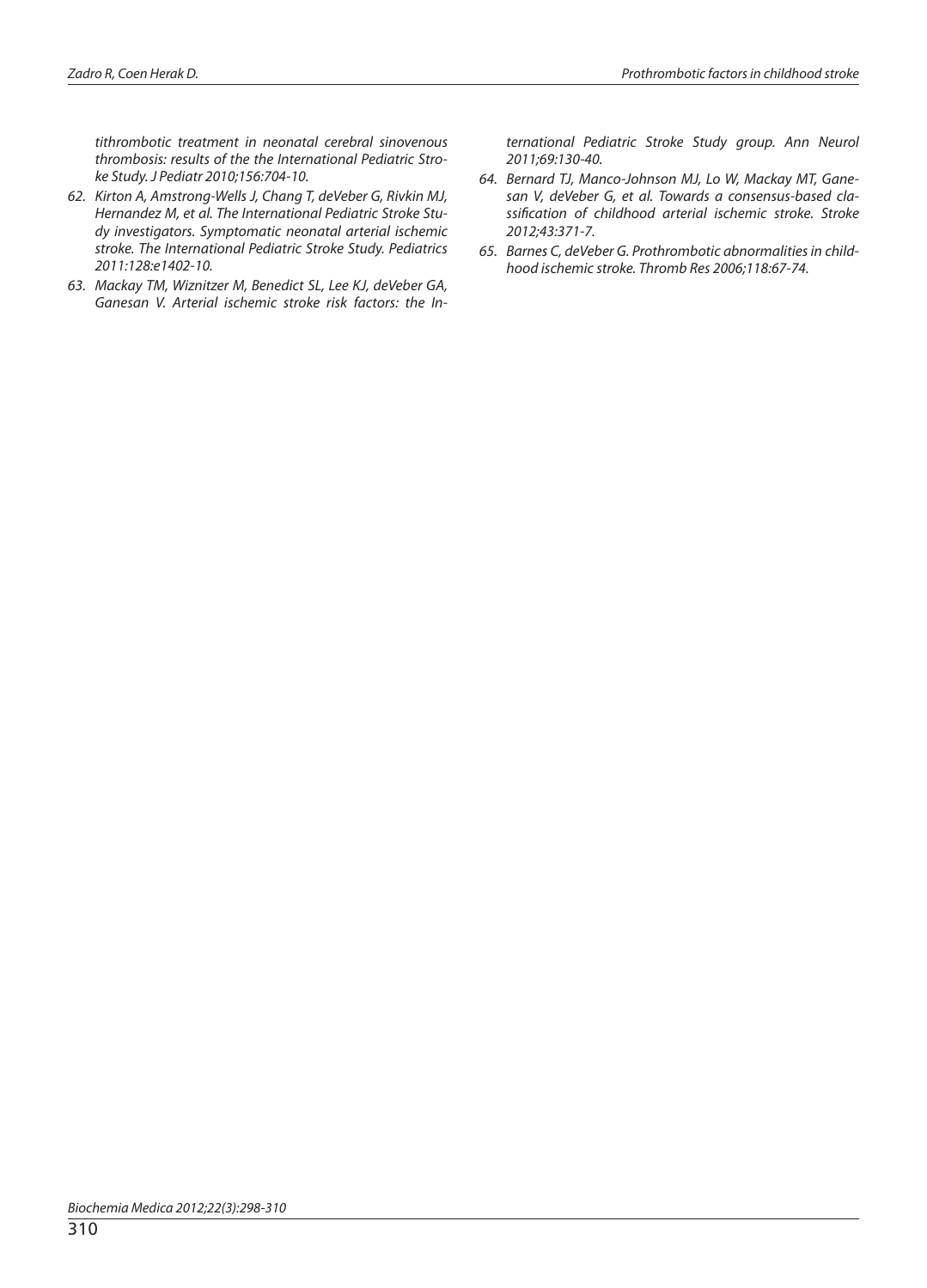*tithrombotic treatment in neonatal cerebral sinovenous thrombosis: results of the the International Pediatric Stroke Study. J Pediatr 2010;156:704-10.*

62. *Kirton A, Amstrong-Wells J, Chang T, deVeber G, Rivkin MJ, Hernandez M, et al. The International Pediatric Stroke Study investigators. Symptomatic neonatal arterial ischemic stroke. The International Pediatric Stroke Study. Pediatrics 2011:128:e1402-10.*
63. *Mackay TM, Wiznitzer M, Benedict SL, Lee KJ, deVeber GA, Ganesan V. Arterial ischemic stroke risk factors: the International Pediatric Stroke Study group. Ann Neurol 2011;69:130-40.*
64. *Bernard TJ, Manco-Johnson MJ, Lo W, Mackay MT, Ganesan V, deVeber G, et al. Towards a consensus-based classification of childhood arterial ischemic stroke. Stroke 2012;43:371-7.*
65. *Barnes C, deVeber G. Prothrombotic abnormalities in childhood ischemic stroke. Thromb Res 2006;118:67-74.*